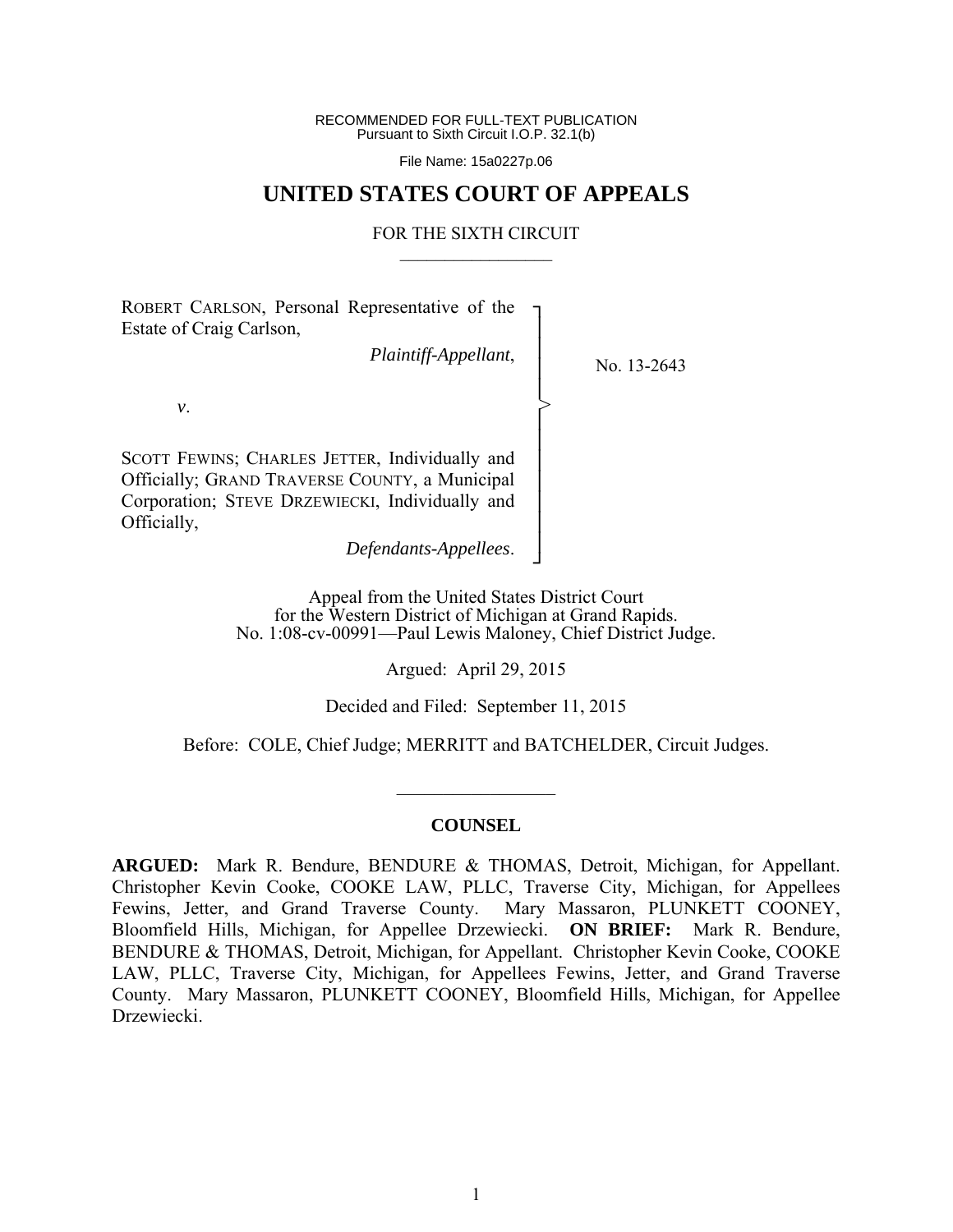RECOMMENDED FOR FULL-TEXT PUBLICATION
Pursuant to Sixth Circuit I.O.P. 32.1(b)

File Name: 15a0227p.06

# UNITED STATES COURT OF APPEALS

## FOR THE SIXTH CIRCUIT

ROBERT CARLSON, Personal Representative of the Estate of Craig Carlson,

*Plaintiff-Appellant*,

*v*.

SCOTT FEWINS; CHARLES JETTER, Individually and Officially; GRAND TRAVERSE COUNTY, a Municipal Corporation; STEVE DRZEWIECKI, Individually and Officially,

*Defendants-Appellees*.

No. 13-2643

Appeal from the United States District Court
for the Western District of Michigan at Grand Rapids.
No. 1:08-cv-00991—Paul Lewis Maloney, Chief District Judge.

Argued: April 29, 2015

Decided and Filed: September 11, 2015

Before: COLE, Chief Judge; MERRITT and BATCHELDER, Circuit Judges.

---

**COUNSEL**

**ARGUED:** Mark R. Bendure, BENDURE & THOMAS, Detroit, Michigan, for Appellant. Christopher Kevin Cooke, COOKE LAW, PLLC, Traverse City, Michigan, for Appellees Fewins, Jetter, and Grand Traverse County. Mary Massaron, PLUNKETT COONEY, Bloomfield Hills, Michigan, for Appellee Drzewiecki. **ON BRIEF:** Mark R. Bendure, BENDURE & THOMAS, Detroit, Michigan, for Appellant. Christopher Kevin Cooke, COOKE LAW, PLLC, Traverse City, Michigan, for Appellees Fewins, Jetter, and Grand Traverse County. Mary Massaron, PLUNKETT COONEY, Bloomfield Hills, Michigan, for Appellee Drzewiecki.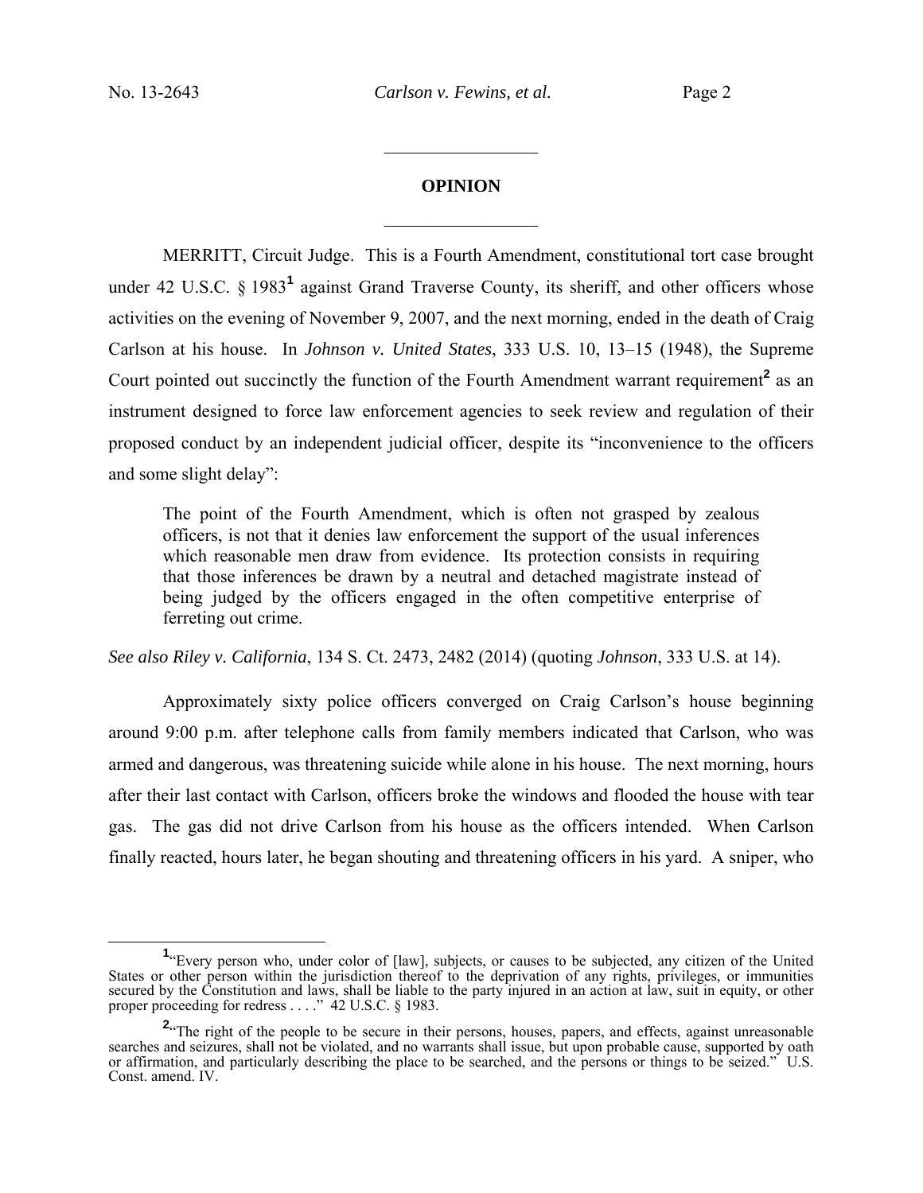## OPINION

MERRITT, Circuit Judge. This is a Fourth Amendment, constitutional tort case brought under 42 U.S.C. § 1983[1] against Grand Traverse County, its sheriff, and other officers whose activities on the evening of November 9, 2007, and the next morning, ended in the death of Craig Carlson at his house. In *Johnson v. United States*, 333 U.S. 10, 13–15 (1948), the Supreme Court pointed out succinctly the function of the Fourth Amendment warrant requirement[2] as an instrument designed to force law enforcement agencies to seek review and regulation of their proposed conduct by an independent judicial officer, despite its "inconvenience to the officers and some slight delay":

> The point of the Fourth Amendment, which is often not grasped by zealous officers, is not that it denies law enforcement the support of the usual inferences which reasonable men draw from evidence. Its protection consists in requiring that those inferences be drawn by a neutral and detached magistrate instead of being judged by the officers engaged in the often competitive enterprise of ferreting out crime.

*See also Riley v. California*, 134 S. Ct. 2473, 2482 (2014) (quoting *Johnson*, 333 U.S. at 14).

Approximately sixty police officers converged on Craig Carlson's house beginning around 9:00 p.m. after telephone calls from family members indicated that Carlson, who was armed and dangerous, was threatening suicide while alone in his house. The next morning, hours after their last contact with Carlson, officers broke the windows and flooded the house with tear gas. The gas did not drive Carlson from his house as the officers intended. When Carlson finally reacted, hours later, he began shouting and threatening officers in his yard. A sniper, who

---

[1] "Every person who, under color of [law], subjects, or causes to be subjected, any citizen of the United States or other person within the jurisdiction thereof to the deprivation of any rights, privileges, or immunities secured by the Constitution and laws, shall be liable to the party injured in an action at law, suit in equity, or other proper proceeding for redress . . . ." 42 U.S.C. § 1983.

[2] "The right of the people to be secure in their persons, houses, papers, and effects, against unreasonable searches and seizures, shall not be violated, and no warrants shall issue, but upon probable cause, supported by oath or affirmation, and particularly describing the place to be searched, and the persons or things to be seized." U.S. Const. amend. IV.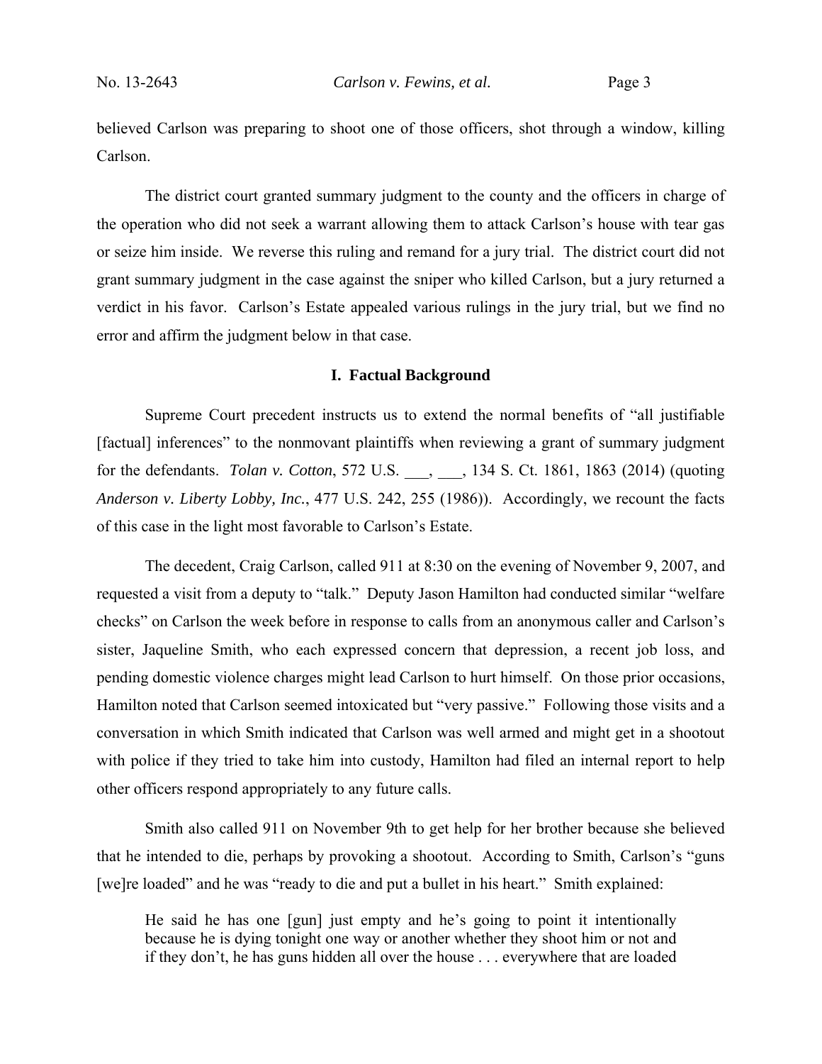believed Carlson was preparing to shoot one of those officers, shot through a window, killing Carlson.

The district court granted summary judgment to the county and the officers in charge of the operation who did not seek a warrant allowing them to attack Carlson's house with tear gas or seize him inside. We reverse this ruling and remand for a jury trial. The district court did not grant summary judgment in the case against the sniper who killed Carlson, but a jury returned a verdict in his favor. Carlson's Estate appealed various rulings in the jury trial, but we find no error and affirm the judgment below in that case.

## I. Factual Background

Supreme Court precedent instructs us to extend the normal benefits of "all justifiable [factual] inferences" to the nonmovant plaintiffs when reviewing a grant of summary judgment for the defendants. *Tolan v. Cotton*, 572 U.S. ___, ___, 134 S. Ct. 1861, 1863 (2014) (quoting *Anderson v. Liberty Lobby, Inc.*, 477 U.S. 242, 255 (1986)). Accordingly, we recount the facts of this case in the light most favorable to Carlson's Estate.

The decedent, Craig Carlson, called 911 at 8:30 on the evening of November 9, 2007, and requested a visit from a deputy to "talk." Deputy Jason Hamilton had conducted similar "welfare checks" on Carlson the week before in response to calls from an anonymous caller and Carlson's sister, Jaqueline Smith, who each expressed concern that depression, a recent job loss, and pending domestic violence charges might lead Carlson to hurt himself. On those prior occasions, Hamilton noted that Carlson seemed intoxicated but "very passive." Following those visits and a conversation in which Smith indicated that Carlson was well armed and might get in a shootout with police if they tried to take him into custody, Hamilton had filed an internal report to help other officers respond appropriately to any future calls.

Smith also called 911 on November 9th to get help for her brother because she believed that he intended to die, perhaps by provoking a shootout. According to Smith, Carlson's "guns [we]re loaded" and he was "ready to die and put a bullet in his heart." Smith explained:

> He said he has one [gun] just empty and he's going to point it intentionally because he is dying tonight one way or another whether they shoot him or not and if they don't, he has guns hidden all over the house . . . everywhere that are loaded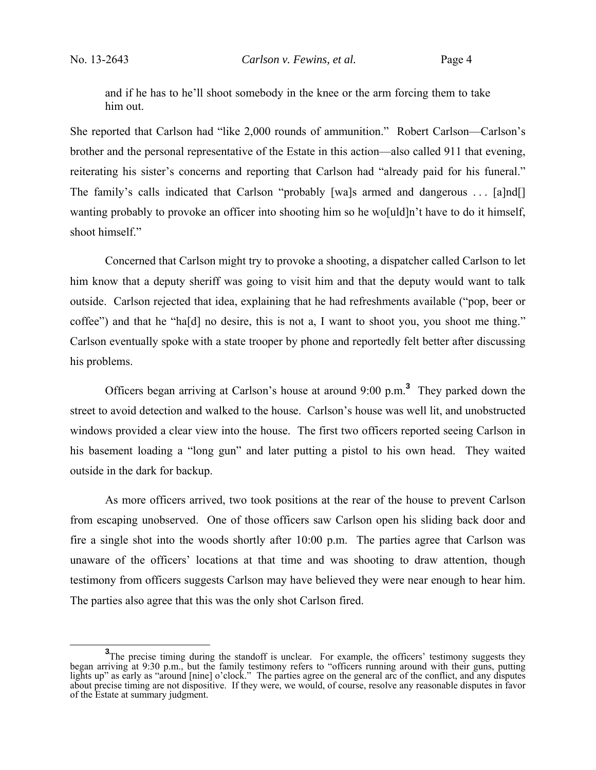and if he has to he'll shoot somebody in the knee or the arm forcing them to take him out.

She reported that Carlson had "like 2,000 rounds of ammunition." Robert Carlson—Carlson's brother and the personal representative of the Estate in this action—also called 911 that evening, reiterating his sister's concerns and reporting that Carlson had "already paid for his funeral." The family's calls indicated that Carlson "probably [wa]s armed and dangerous . . . [a]nd[] wanting probably to provoke an officer into shooting him so he wo[uld]n't have to do it himself, shoot himself."

Concerned that Carlson might try to provoke a shooting, a dispatcher called Carlson to let him know that a deputy sheriff was going to visit him and that the deputy would want to talk outside. Carlson rejected that idea, explaining that he had refreshments available ("pop, beer or coffee") and that he "ha[d] no desire, this is not a, I want to shoot you, you shoot me thing." Carlson eventually spoke with a state trooper by phone and reportedly felt better after discussing his problems.

Officers began arriving at Carlson's house at around 9:00 p.m.[3] They parked down the street to avoid detection and walked to the house. Carlson's house was well lit, and unobstructed windows provided a clear view into the house. The first two officers reported seeing Carlson in his basement loading a "long gun" and later putting a pistol to his own head. They waited outside in the dark for backup.

As more officers arrived, two took positions at the rear of the house to prevent Carlson from escaping unobserved. One of those officers saw Carlson open his sliding back door and fire a single shot into the woods shortly after 10:00 p.m. The parties agree that Carlson was unaware of the officers' locations at that time and was shooting to draw attention, though testimony from officers suggests Carlson may have believed they were near enough to hear him. The parties also agree that this was the only shot Carlson fired.

[3] The precise timing during the standoff is unclear. For example, the officers' testimony suggests they began arriving at 9:30 p.m., but the family testimony refers to "officers running around with their guns, putting lights up" as early as "around [nine] o'clock." The parties agree on the general arc of the conflict, and any disputes about precise timing are not dispositive. If they were, we would, of course, resolve any reasonable disputes in favor of the Estate at summary judgment.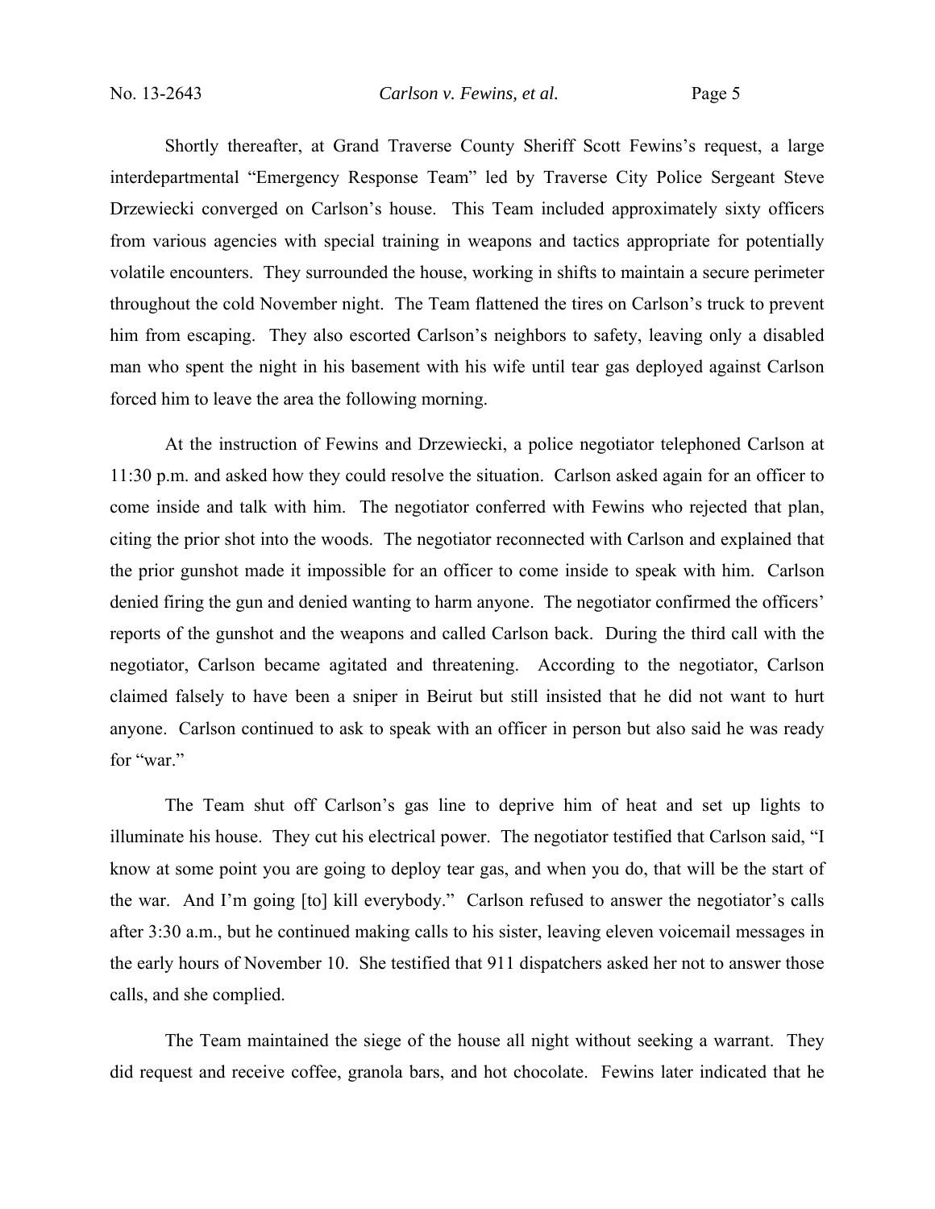Shortly thereafter, at Grand Traverse County Sheriff Scott Fewins's request, a large interdepartmental "Emergency Response Team" led by Traverse City Police Sergeant Steve Drzewiecki converged on Carlson's house. This Team included approximately sixty officers from various agencies with special training in weapons and tactics appropriate for potentially volatile encounters. They surrounded the house, working in shifts to maintain a secure perimeter throughout the cold November night. The Team flattened the tires on Carlson's truck to prevent him from escaping. They also escorted Carlson's neighbors to safety, leaving only a disabled man who spent the night in his basement with his wife until tear gas deployed against Carlson forced him to leave the area the following morning.

At the instruction of Fewins and Drzewiecki, a police negotiator telephoned Carlson at 11:30 p.m. and asked how they could resolve the situation. Carlson asked again for an officer to come inside and talk with him. The negotiator conferred with Fewins who rejected that plan, citing the prior shot into the woods. The negotiator reconnected with Carlson and explained that the prior gunshot made it impossible for an officer to come inside to speak with him. Carlson denied firing the gun and denied wanting to harm anyone. The negotiator confirmed the officers' reports of the gunshot and the weapons and called Carlson back. During the third call with the negotiator, Carlson became agitated and threatening. According to the negotiator, Carlson claimed falsely to have been a sniper in Beirut but still insisted that he did not want to hurt anyone. Carlson continued to ask to speak with an officer in person but also said he was ready for "war."

The Team shut off Carlson's gas line to deprive him of heat and set up lights to illuminate his house. They cut his electrical power. The negotiator testified that Carlson said, "I know at some point you are going to deploy tear gas, and when you do, that will be the start of the war. And I'm going [to] kill everybody." Carlson refused to answer the negotiator's calls after 3:30 a.m., but he continued making calls to his sister, leaving eleven voicemail messages in the early hours of November 10. She testified that 911 dispatchers asked her not to answer those calls, and she complied.

The Team maintained the siege of the house all night without seeking a warrant. They did request and receive coffee, granola bars, and hot chocolate. Fewins later indicated that he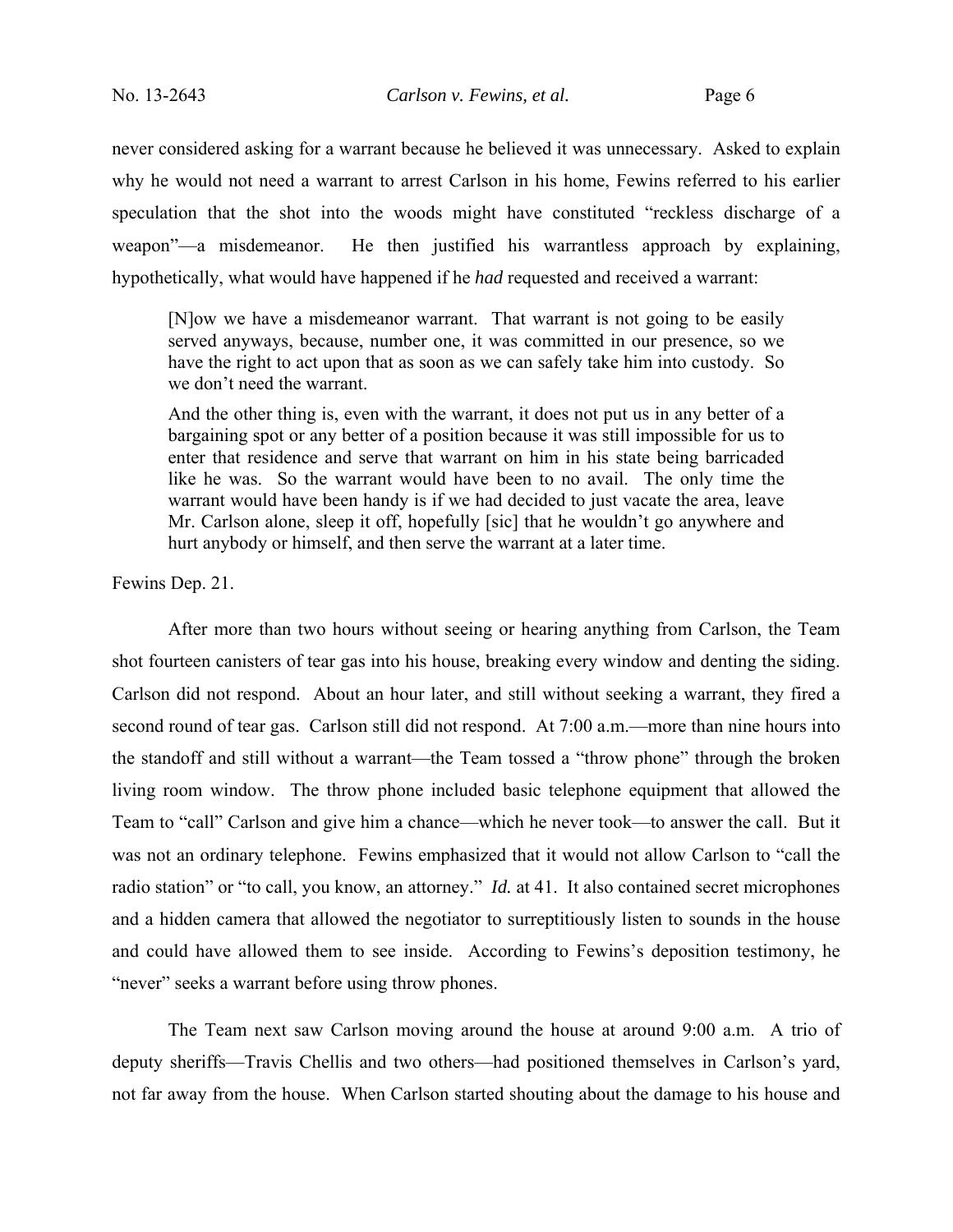never considered asking for a warrant because he believed it was unnecessary. Asked to explain why he would not need a warrant to arrest Carlson in his home, Fewins referred to his earlier speculation that the shot into the woods might have constituted "reckless discharge of a weapon"—a misdemeanor. He then justified his warrantless approach by explaining, hypothetically, what would have happened if he *had* requested and received a warrant:

> [N]ow we have a misdemeanor warrant. That warrant is not going to be easily served anyways, because, number one, it was committed in our presence, so we have the right to act upon that as soon as we can safely take him into custody. So we don't need the warrant.
>
> And the other thing is, even with the warrant, it does not put us in any better of a bargaining spot or any better of a position because it was still impossible for us to enter that residence and serve that warrant on him in his state being barricaded like he was. So the warrant would have been to no avail. The only time the warrant would have been handy is if we had decided to just vacate the area, leave Mr. Carlson alone, sleep it off, hopefully [sic] that he wouldn't go anywhere and hurt anybody or himself, and then serve the warrant at a later time.

Fewins Dep. 21.

After more than two hours without seeing or hearing anything from Carlson, the Team shot fourteen canisters of tear gas into his house, breaking every window and denting the siding. Carlson did not respond. About an hour later, and still without seeking a warrant, they fired a second round of tear gas. Carlson still did not respond. At 7:00 a.m.—more than nine hours into the standoff and still without a warrant—the Team tossed a "throw phone" through the broken living room window. The throw phone included basic telephone equipment that allowed the Team to "call" Carlson and give him a chance—which he never took—to answer the call. But it was not an ordinary telephone. Fewins emphasized that it would not allow Carlson to "call the radio station" or "to call, you know, an attorney." *Id.* at 41. It also contained secret microphones and a hidden camera that allowed the negotiator to surreptitiously listen to sounds in the house and could have allowed them to see inside. According to Fewins's deposition testimony, he "never" seeks a warrant before using throw phones.

The Team next saw Carlson moving around the house at around 9:00 a.m. A trio of deputy sheriffs—Travis Chellis and two others—had positioned themselves in Carlson's yard, not far away from the house. When Carlson started shouting about the damage to his house and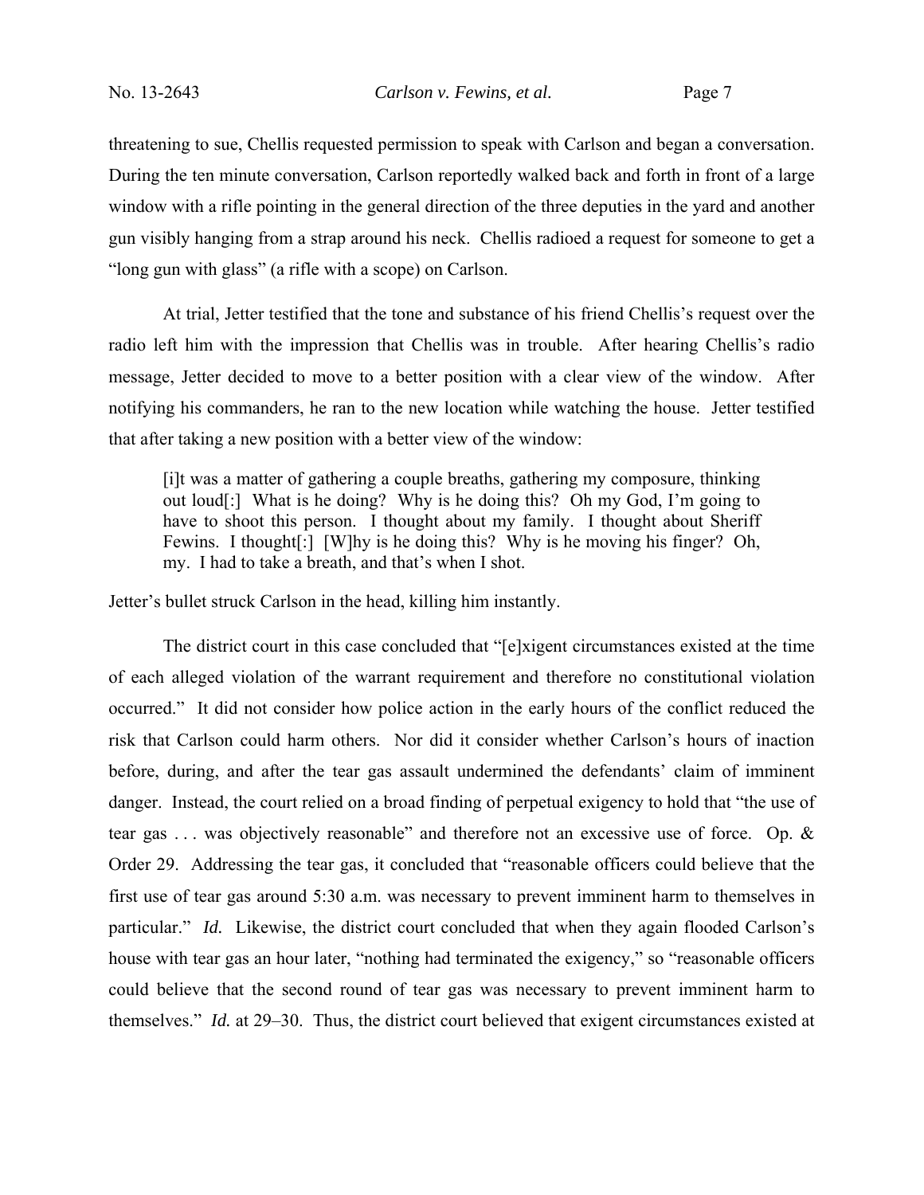threatening to sue, Chellis requested permission to speak with Carlson and began a conversation. During the ten minute conversation, Carlson reportedly walked back and forth in front of a large window with a rifle pointing in the general direction of the three deputies in the yard and another gun visibly hanging from a strap around his neck. Chellis radioed a request for someone to get a "long gun with glass" (a rifle with a scope) on Carlson.

At trial, Jetter testified that the tone and substance of his friend Chellis's request over the radio left him with the impression that Chellis was in trouble. After hearing Chellis's radio message, Jetter decided to move to a better position with a clear view of the window. After notifying his commanders, he ran to the new location while watching the house. Jetter testified that after taking a new position with a better view of the window:

> [i]t was a matter of gathering a couple breaths, gathering my composure, thinking out loud[:] What is he doing? Why is he doing this? Oh my God, I'm going to have to shoot this person. I thought about my family. I thought about Sheriff Fewins. I thought[:] [W]hy is he doing this? Why is he moving his finger? Oh, my. I had to take a breath, and that's when I shot.

Jetter's bullet struck Carlson in the head, killing him instantly.

The district court in this case concluded that "[e]xigent circumstances existed at the time of each alleged violation of the warrant requirement and therefore no constitutional violation occurred." It did not consider how police action in the early hours of the conflict reduced the risk that Carlson could harm others. Nor did it consider whether Carlson's hours of inaction before, during, and after the tear gas assault undermined the defendants' claim of imminent danger. Instead, the court relied on a broad finding of perpetual exigency to hold that "the use of tear gas . . . was objectively reasonable" and therefore not an excessive use of force. Op. & Order 29. Addressing the tear gas, it concluded that "reasonable officers could believe that the first use of tear gas around 5:30 a.m. was necessary to prevent imminent harm to themselves in particular." *Id.* Likewise, the district court concluded that when they again flooded Carlson's house with tear gas an hour later, "nothing had terminated the exigency," so "reasonable officers could believe that the second round of tear gas was necessary to prevent imminent harm to themselves." *Id.* at 29–30. Thus, the district court believed that exigent circumstances existed at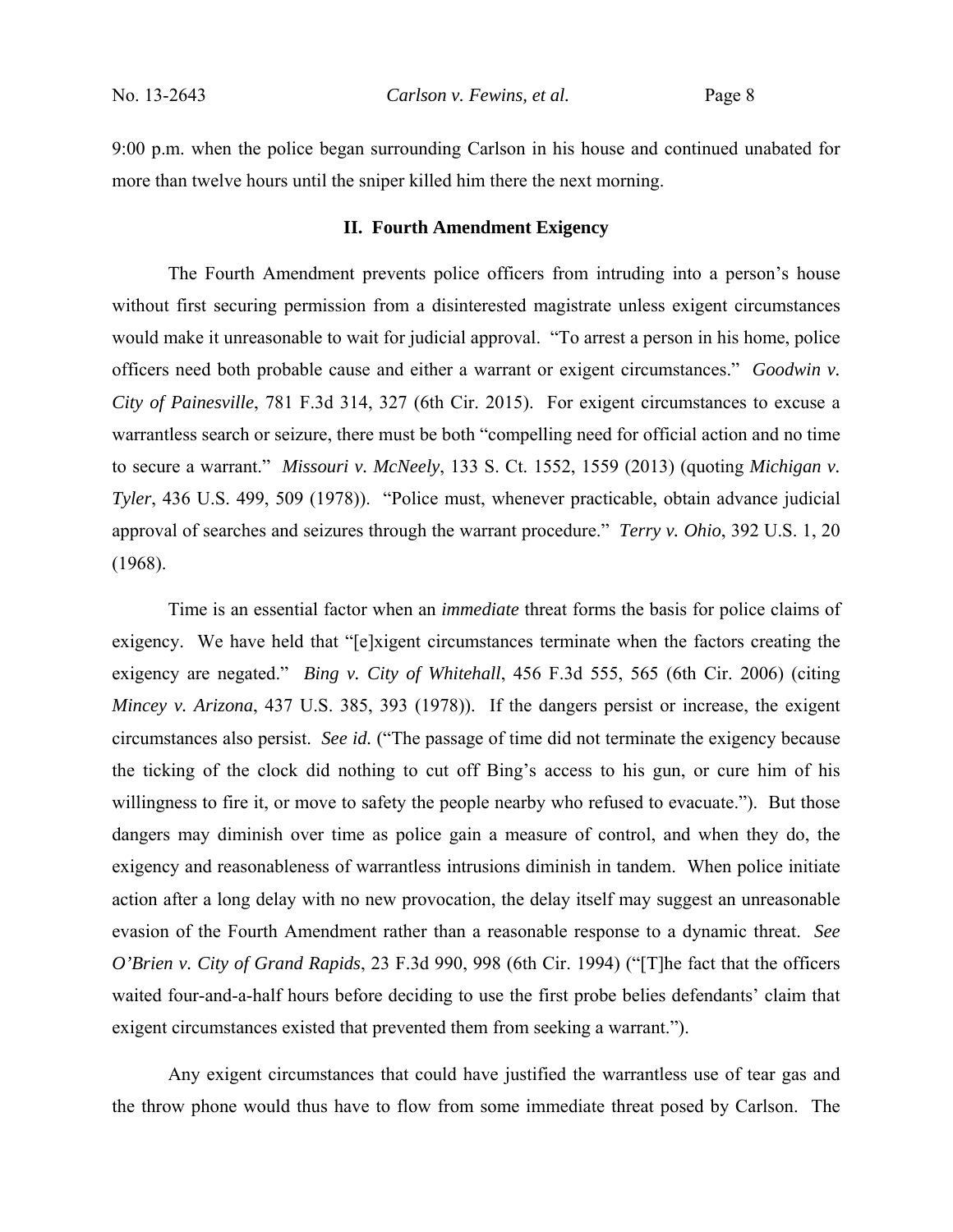9:00 p.m. when the police began surrounding Carlson in his house and continued unabated for more than twelve hours until the sniper killed him there the next morning.

## II. Fourth Amendment Exigency

The Fourth Amendment prevents police officers from intruding into a person's house without first securing permission from a disinterested magistrate unless exigent circumstances would make it unreasonable to wait for judicial approval. "To arrest a person in his home, police officers need both probable cause and either a warrant or exigent circumstances." *Goodwin v. City of Painesville*, 781 F.3d 314, 327 (6th Cir. 2015). For exigent circumstances to excuse a warrantless search or seizure, there must be both "compelling need for official action and no time to secure a warrant." *Missouri v. McNeely*, 133 S. Ct. 1552, 1559 (2013) (quoting *Michigan v. Tyler*, 436 U.S. 499, 509 (1978)). "Police must, whenever practicable, obtain advance judicial approval of searches and seizures through the warrant procedure." *Terry v. Ohio*, 392 U.S. 1, 20 (1968).

Time is an essential factor when an *immediate* threat forms the basis for police claims of exigency. We have held that "[e]xigent circumstances terminate when the factors creating the exigency are negated." *Bing v. City of Whitehall*, 456 F.3d 555, 565 (6th Cir. 2006) (citing *Mincey v. Arizona*, 437 U.S. 385, 393 (1978)). If the dangers persist or increase, the exigent circumstances also persist. *See id.* ("The passage of time did not terminate the exigency because the ticking of the clock did nothing to cut off Bing's access to his gun, or cure him of his willingness to fire it, or move to safety the people nearby who refused to evacuate."). But those dangers may diminish over time as police gain a measure of control, and when they do, the exigency and reasonableness of warrantless intrusions diminish in tandem. When police initiate action after a long delay with no new provocation, the delay itself may suggest an unreasonable evasion of the Fourth Amendment rather than a reasonable response to a dynamic threat. *See O'Brien v. City of Grand Rapids*, 23 F.3d 990, 998 (6th Cir. 1994) ("[T]he fact that the officers waited four-and-a-half hours before deciding to use the first probe belies defendants' claim that exigent circumstances existed that prevented them from seeking a warrant.").

Any exigent circumstances that could have justified the warrantless use of tear gas and the throw phone would thus have to flow from some immediate threat posed by Carlson. The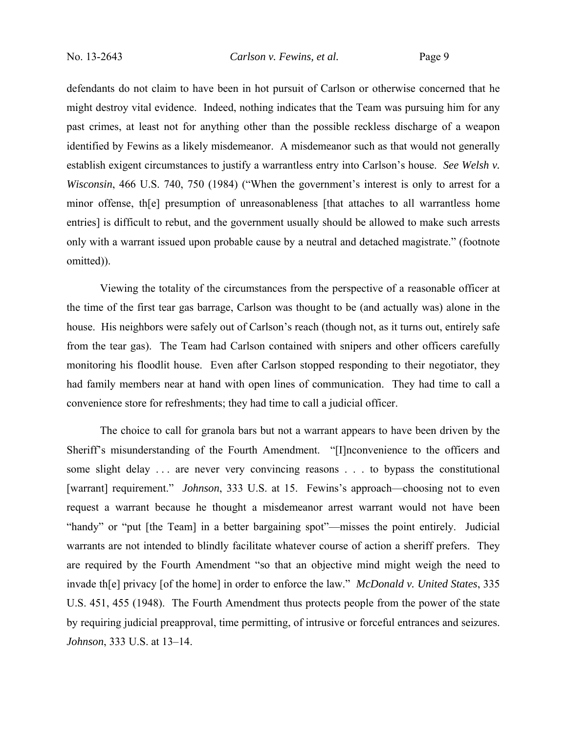defendants do not claim to have been in hot pursuit of Carlson or otherwise concerned that he might destroy vital evidence. Indeed, nothing indicates that the Team was pursuing him for any past crimes, at least not for anything other than the possible reckless discharge of a weapon identified by Fewins as a likely misdemeanor. A misdemeanor such as that would not generally establish exigent circumstances to justify a warrantless entry into Carlson's house. *See Welsh v. Wisconsin*, 466 U.S. 740, 750 (1984) ("When the government's interest is only to arrest for a minor offense, th[e] presumption of unreasonableness [that attaches to all warrantless home entries] is difficult to rebut, and the government usually should be allowed to make such arrests only with a warrant issued upon probable cause by a neutral and detached magistrate." (footnote omitted)).

Viewing the totality of the circumstances from the perspective of a reasonable officer at the time of the first tear gas barrage, Carlson was thought to be (and actually was) alone in the house. His neighbors were safely out of Carlson's reach (though not, as it turns out, entirely safe from the tear gas). The Team had Carlson contained with snipers and other officers carefully monitoring his floodlit house. Even after Carlson stopped responding to their negotiator, they had family members near at hand with open lines of communication. They had time to call a convenience store for refreshments; they had time to call a judicial officer.

The choice to call for granola bars but not a warrant appears to have been driven by the Sheriff's misunderstanding of the Fourth Amendment. "[I]nconvenience to the officers and some slight delay . . . are never very convincing reasons . . . to bypass the constitutional [warrant] requirement." *Johnson*, 333 U.S. at 15. Fewins's approach—choosing not to even request a warrant because he thought a misdemeanor arrest warrant would not have been "handy" or "put [the Team] in a better bargaining spot"—misses the point entirely. Judicial warrants are not intended to blindly facilitate whatever course of action a sheriff prefers. They are required by the Fourth Amendment "so that an objective mind might weigh the need to invade th[e] privacy [of the home] in order to enforce the law." *McDonald v. United States*, 335 U.S. 451, 455 (1948). The Fourth Amendment thus protects people from the power of the state by requiring judicial preapproval, time permitting, of intrusive or forceful entrances and seizures. *Johnson*, 333 U.S. at 13–14.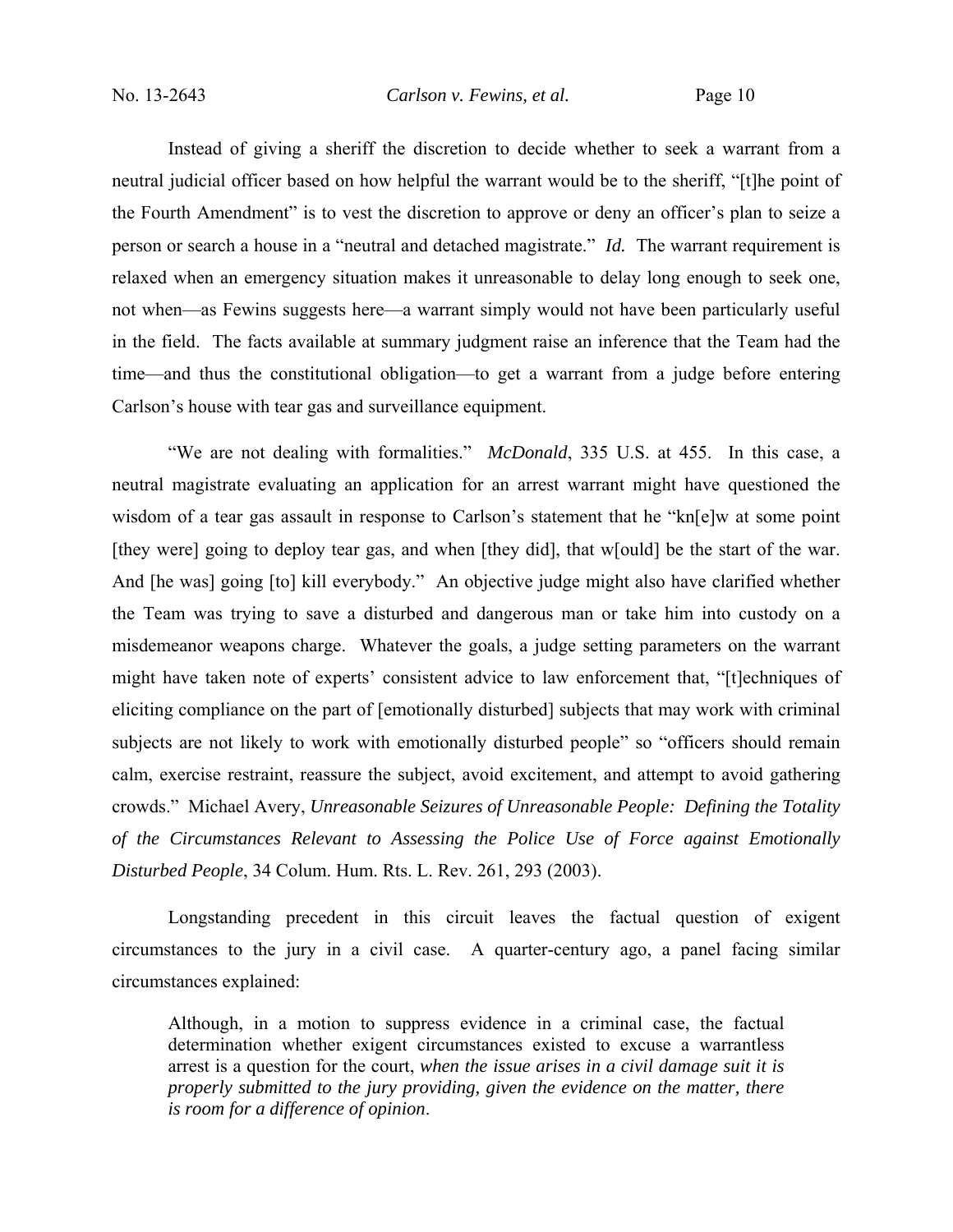Instead of giving a sheriff the discretion to decide whether to seek a warrant from a neutral judicial officer based on how helpful the warrant would be to the sheriff, "[t]he point of the Fourth Amendment" is to vest the discretion to approve or deny an officer's plan to seize a person or search a house in a "neutral and detached magistrate." *Id.* The warrant requirement is relaxed when an emergency situation makes it unreasonable to delay long enough to seek one, not when—as Fewins suggests here—a warrant simply would not have been particularly useful in the field. The facts available at summary judgment raise an inference that the Team had the time—and thus the constitutional obligation—to get a warrant from a judge before entering Carlson's house with tear gas and surveillance equipment.

"We are not dealing with formalities." *McDonald*, 335 U.S. at 455. In this case, a neutral magistrate evaluating an application for an arrest warrant might have questioned the wisdom of a tear gas assault in response to Carlson's statement that he "kn[e]w at some point [they were] going to deploy tear gas, and when [they did], that w[ould] be the start of the war. And [he was] going [to] kill everybody." An objective judge might also have clarified whether the Team was trying to save a disturbed and dangerous man or take him into custody on a misdemeanor weapons charge. Whatever the goals, a judge setting parameters on the warrant might have taken note of experts' consistent advice to law enforcement that, "[t]echniques of eliciting compliance on the part of [emotionally disturbed] subjects that may work with criminal subjects are not likely to work with emotionally disturbed people" so "officers should remain calm, exercise restraint, reassure the subject, avoid excitement, and attempt to avoid gathering crowds." Michael Avery, *Unreasonable Seizures of Unreasonable People: Defining the Totality of the Circumstances Relevant to Assessing the Police Use of Force against Emotionally Disturbed People*, 34 Colum. Hum. Rts. L. Rev. 261, 293 (2003).

Longstanding precedent in this circuit leaves the factual question of exigent circumstances to the jury in a civil case. A quarter-century ago, a panel facing similar circumstances explained:

> Although, in a motion to suppress evidence in a criminal case, the factual determination whether exigent circumstances existed to excuse a warrantless arrest is a question for the court, *when the issue arises in a civil damage suit it is properly submitted to the jury providing, given the evidence on the matter, there is room for a difference of opinion*.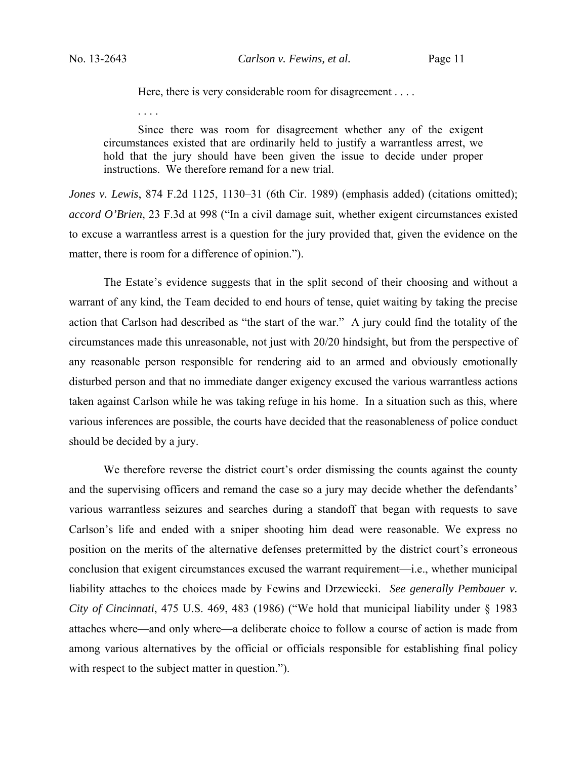> Here, there is very considerable room for disagreement . . . .
>
> . . . .
>
> Since there was room for disagreement whether any of the exigent circumstances existed that are ordinarily held to justify a warrantless arrest, we hold that the jury should have been given the issue to decide under proper instructions. We therefore remand for a new trial.

*Jones v. Lewis*, 874 F.2d 1125, 1130–31 (6th Cir. 1989) (emphasis added) (citations omitted); *accord O'Brien*, 23 F.3d at 998 ("In a civil damage suit, whether exigent circumstances existed to excuse a warrantless arrest is a question for the jury provided that, given the evidence on the matter, there is room for a difference of opinion.").

The Estate's evidence suggests that in the split second of their choosing and without a warrant of any kind, the Team decided to end hours of tense, quiet waiting by taking the precise action that Carlson had described as "the start of the war." A jury could find the totality of the circumstances made this unreasonable, not just with 20/20 hindsight, but from the perspective of any reasonable person responsible for rendering aid to an armed and obviously emotionally disturbed person and that no immediate danger exigency excused the various warrantless actions taken against Carlson while he was taking refuge in his home. In a situation such as this, where various inferences are possible, the courts have decided that the reasonableness of police conduct should be decided by a jury.

We therefore reverse the district court's order dismissing the counts against the county and the supervising officers and remand the case so a jury may decide whether the defendants' various warrantless seizures and searches during a standoff that began with requests to save Carlson's life and ended with a sniper shooting him dead were reasonable. We express no position on the merits of the alternative defenses pretermitted by the district court's erroneous conclusion that exigent circumstances excused the warrant requirement—i.e., whether municipal liability attaches to the choices made by Fewins and Drzewiecki. *See generally Pembauer v. City of Cincinnati*, 475 U.S. 469, 483 (1986) ("We hold that municipal liability under § 1983 attaches where—and only where—a deliberate choice to follow a course of action is made from among various alternatives by the official or officials responsible for establishing final policy with respect to the subject matter in question.").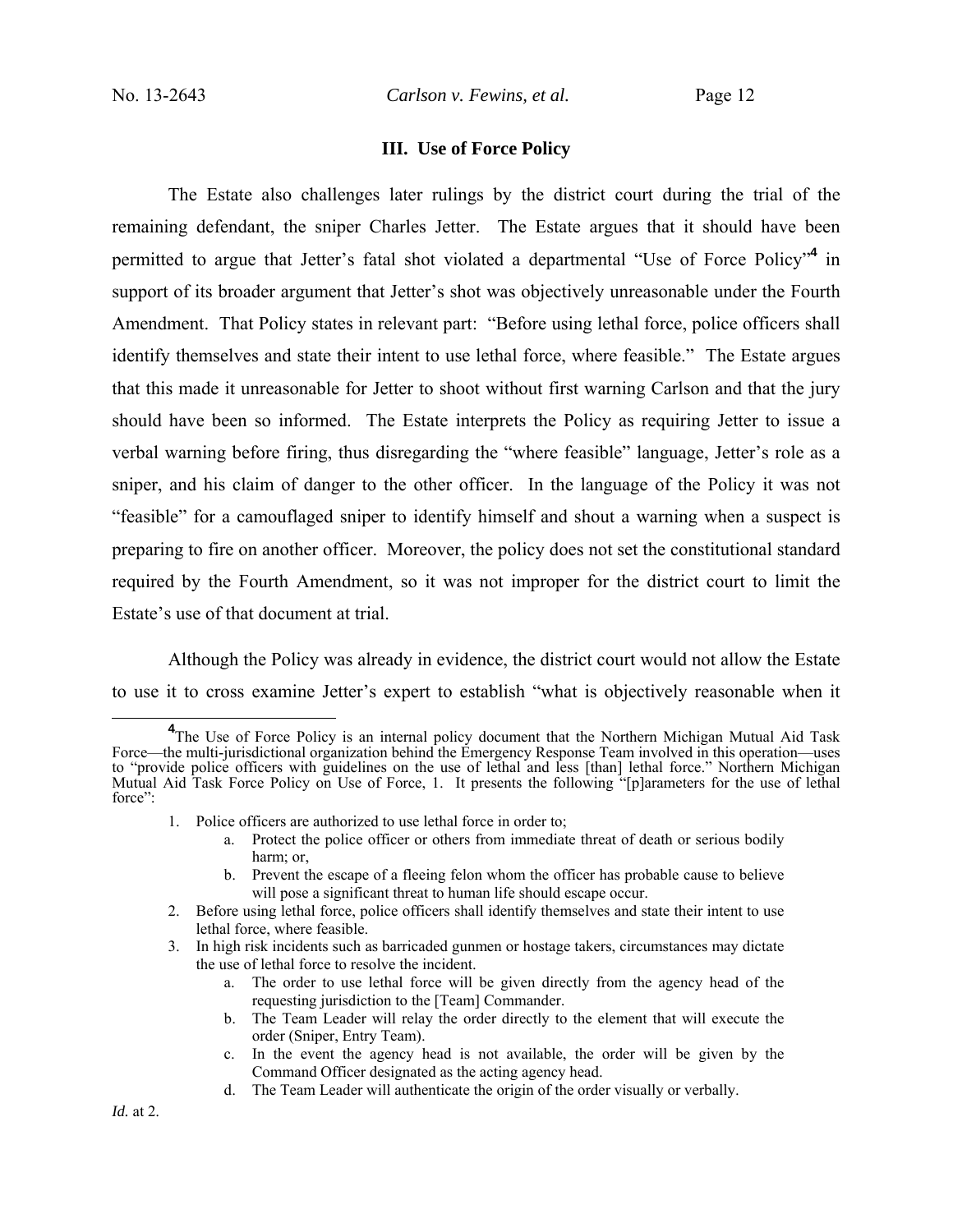### III. Use of Force Policy

The Estate also challenges later rulings by the district court during the trial of the remaining defendant, the sniper Charles Jetter. The Estate argues that it should have been permitted to argue that Jetter's fatal shot violated a departmental "Use of Force Policy"[4] in support of its broader argument that Jetter's shot was objectively unreasonable under the Fourth Amendment. That Policy states in relevant part: "Before using lethal force, police officers shall identify themselves and state their intent to use lethal force, where feasible." The Estate argues that this made it unreasonable for Jetter to shoot without first warning Carlson and that the jury should have been so informed. The Estate interprets the Policy as requiring Jetter to issue a verbal warning before firing, thus disregarding the "where feasible" language, Jetter's role as a sniper, and his claim of danger to the other officer. In the language of the Policy it was not "feasible" for a camouflaged sniper to identify himself and shout a warning when a suspect is preparing to fire on another officer. Moreover, the policy does not set the constitutional standard required by the Fourth Amendment, so it was not improper for the district court to limit the Estate's use of that document at trial.

Although the Policy was already in evidence, the district court would not allow the Estate to use it to cross examine Jetter's expert to establish "what is objectively reasonable when it

---

[4] The Use of Force Policy is an internal policy document that the Northern Michigan Mutual Aid Task Force—the multi-jurisdictional organization behind the Emergency Response Team involved in this operation—uses to "provide police officers with guidelines on the use of lethal and less [than] lethal force." Northern Michigan Mutual Aid Task Force Policy on Use of Force, 1. It presents the following "[p]arameters for the use of lethal force":

1. Police officers are authorized to use lethal force in order to;
    a. Protect the police officer or others from immediate threat of death or serious bodily harm; or,
    b. Prevent the escape of a fleeing felon whom the officer has probable cause to believe will pose a significant threat to human life should escape occur.
2. Before using lethal force, police officers shall identify themselves and state their intent to use lethal force, where feasible.
3. In high risk incidents such as barricaded gunmen or hostage takers, circumstances may dictate the use of lethal force to resolve the incident.
    a. The order to use lethal force will be given directly from the agency head of the requesting jurisdiction to the [Team] Commander.
    b. The Team Leader will relay the order directly to the element that will execute the order (Sniper, Entry Team).
    c. In the event the agency head is not available, the order will be given by the Command Officer designated as the acting agency head.
    d. The Team Leader will authenticate the origin of the order visually or verbally.

*Id.* at 2.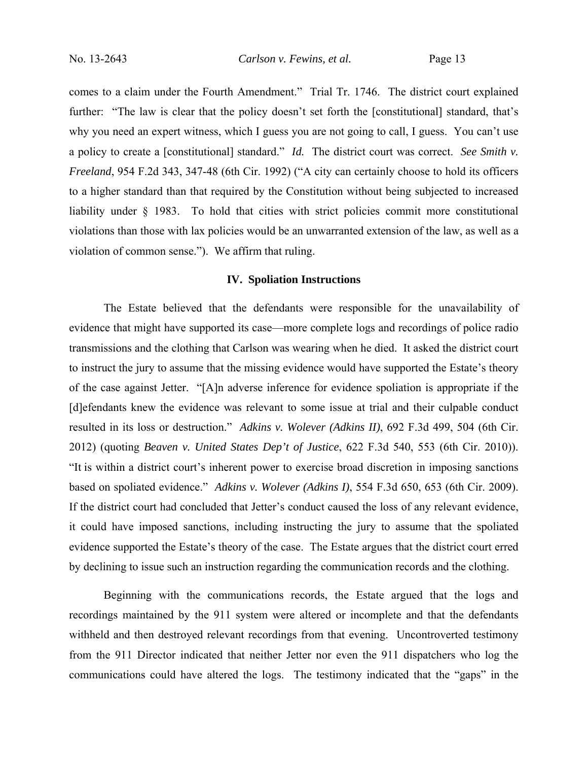comes to a claim under the Fourth Amendment." Trial Tr. 1746. The district court explained further: "The law is clear that the policy doesn't set forth the [constitutional] standard, that's why you need an expert witness, which I guess you are not going to call, I guess. You can't use a policy to create a [constitutional] standard." *Id.* The district court was correct. *See Smith v. Freeland*, 954 F.2d 343, 347-48 (6th Cir. 1992) ("A city can certainly choose to hold its officers to a higher standard than that required by the Constitution without being subjected to increased liability under § 1983. To hold that cities with strict policies commit more constitutional violations than those with lax policies would be an unwarranted extension of the law, as well as a violation of common sense."). We affirm that ruling.

## IV. Spoliation Instructions

The Estate believed that the defendants were responsible for the unavailability of evidence that might have supported its case—more complete logs and recordings of police radio transmissions and the clothing that Carlson was wearing when he died. It asked the district court to instruct the jury to assume that the missing evidence would have supported the Estate's theory of the case against Jetter. "[A]n adverse inference for evidence spoliation is appropriate if the [d]efendants knew the evidence was relevant to some issue at trial and their culpable conduct resulted in its loss or destruction." *Adkins v. Wolever (Adkins II)*, 692 F.3d 499, 504 (6th Cir. 2012) (quoting *Beaven v. United States Dep't of Justice*, 622 F.3d 540, 553 (6th Cir. 2010)). "It is within a district court's inherent power to exercise broad discretion in imposing sanctions based on spoliated evidence." *Adkins v. Wolever (Adkins I)*, 554 F.3d 650, 653 (6th Cir. 2009). If the district court had concluded that Jetter's conduct caused the loss of any relevant evidence, it could have imposed sanctions, including instructing the jury to assume that the spoliated evidence supported the Estate's theory of the case. The Estate argues that the district court erred by declining to issue such an instruction regarding the communication records and the clothing.

Beginning with the communications records, the Estate argued that the logs and recordings maintained by the 911 system were altered or incomplete and that the defendants withheld and then destroyed relevant recordings from that evening. Uncontroverted testimony from the 911 Director indicated that neither Jetter nor even the 911 dispatchers who log the communications could have altered the logs. The testimony indicated that the "gaps" in the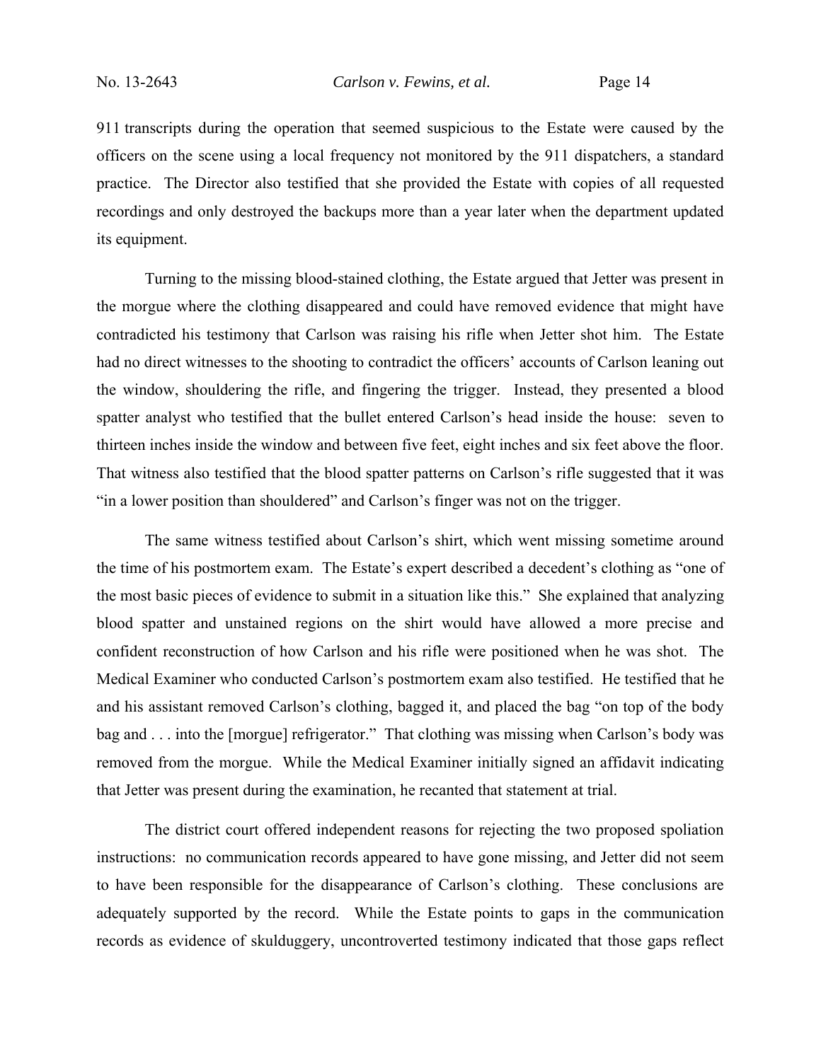911 transcripts during the operation that seemed suspicious to the Estate were caused by the officers on the scene using a local frequency not monitored by the 911 dispatchers, a standard practice. The Director also testified that she provided the Estate with copies of all requested recordings and only destroyed the backups more than a year later when the department updated its equipment.

Turning to the missing blood-stained clothing, the Estate argued that Jetter was present in the morgue where the clothing disappeared and could have removed evidence that might have contradicted his testimony that Carlson was raising his rifle when Jetter shot him. The Estate had no direct witnesses to the shooting to contradict the officers' accounts of Carlson leaning out the window, shouldering the rifle, and fingering the trigger. Instead, they presented a blood spatter analyst who testified that the bullet entered Carlson's head inside the house: seven to thirteen inches inside the window and between five feet, eight inches and six feet above the floor. That witness also testified that the blood spatter patterns on Carlson's rifle suggested that it was "in a lower position than shouldered" and Carlson's finger was not on the trigger.

The same witness testified about Carlson's shirt, which went missing sometime around the time of his postmortem exam. The Estate's expert described a decedent's clothing as "one of the most basic pieces of evidence to submit in a situation like this." She explained that analyzing blood spatter and unstained regions on the shirt would have allowed a more precise and confident reconstruction of how Carlson and his rifle were positioned when he was shot. The Medical Examiner who conducted Carlson's postmortem exam also testified. He testified that he and his assistant removed Carlson's clothing, bagged it, and placed the bag "on top of the body bag and . . . into the [morgue] refrigerator." That clothing was missing when Carlson's body was removed from the morgue. While the Medical Examiner initially signed an affidavit indicating that Jetter was present during the examination, he recanted that statement at trial.

The district court offered independent reasons for rejecting the two proposed spoliation instructions: no communication records appeared to have gone missing, and Jetter did not seem to have been responsible for the disappearance of Carlson's clothing. These conclusions are adequately supported by the record. While the Estate points to gaps in the communication records as evidence of skulduggery, uncontroverted testimony indicated that those gaps reflect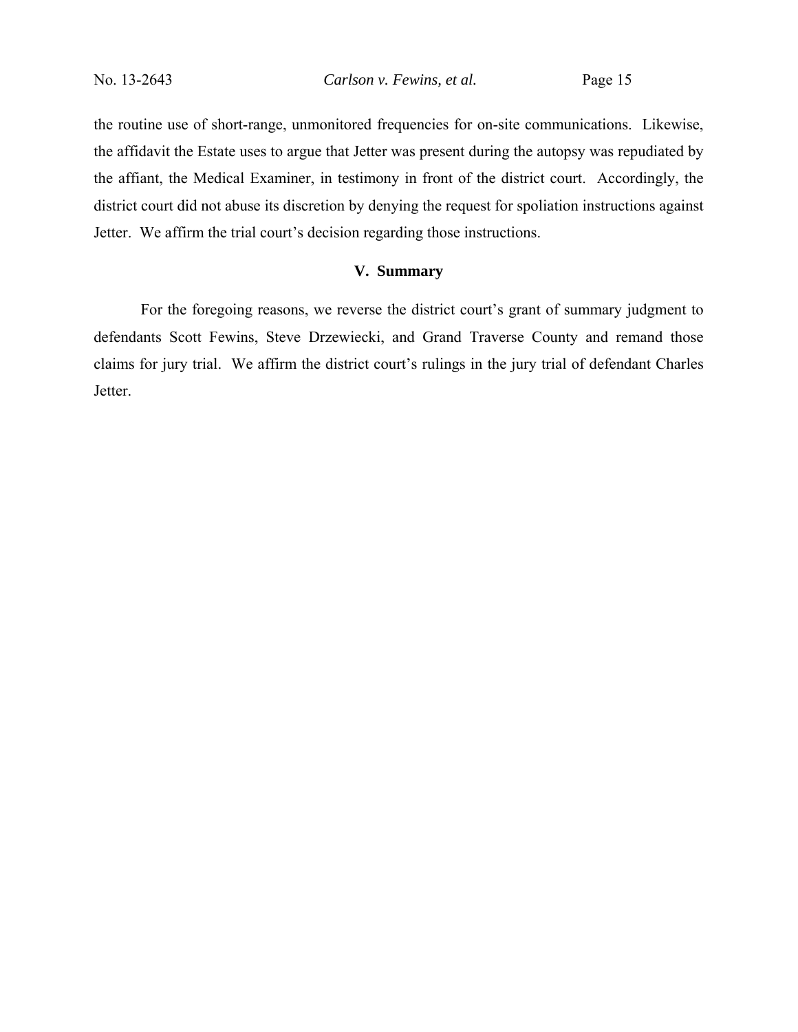the routine use of short-range, unmonitored frequencies for on-site communications. Likewise, the affidavit the Estate uses to argue that Jetter was present during the autopsy was repudiated by the affiant, the Medical Examiner, in testimony in front of the district court. Accordingly, the district court did not abuse its discretion by denying the request for spoliation instructions against Jetter. We affirm the trial court's decision regarding those instructions.

## V. Summary

For the foregoing reasons, we reverse the district court's grant of summary judgment to defendants Scott Fewins, Steve Drzewiecki, and Grand Traverse County and remand those claims for jury trial. We affirm the district court's rulings in the jury trial of defendant Charles Jetter.